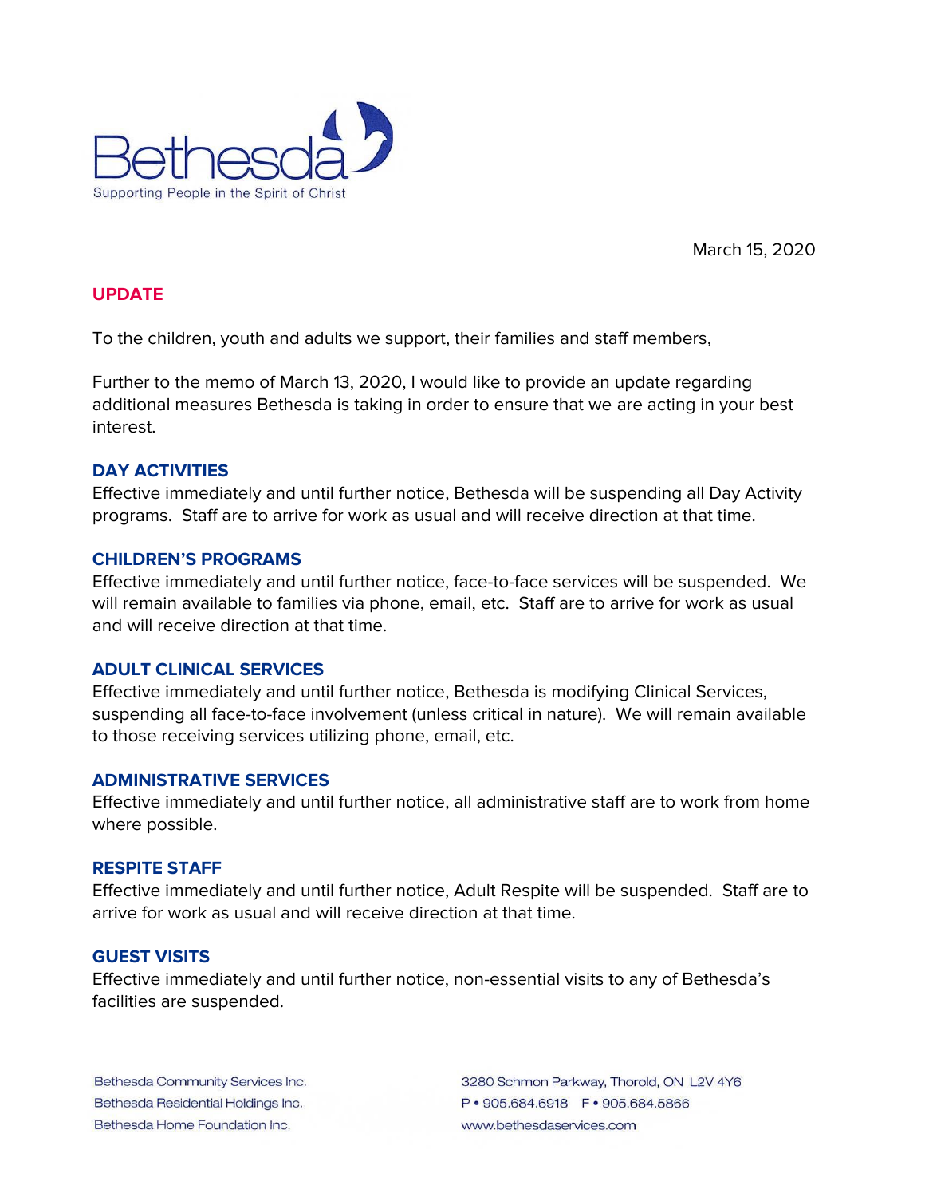Bethesda

Supporting People in the Spirit of Christ

March 15, 2020

## UPDATE

To the children, youth and adults we support, their families and staff members,

Further to the memo of March 13, 2020, I would like to provide an update regarding additional measures Bethesda is taking in order to ensure that we are acting in your best interest.

### DAY ACTIVITIES

Effective immediately and until further notice, Bethesda will be suspending all Day Activity programs. Staff are to arrive for work as usual and will receive direction at that time.

### CHILDREN'S PROGRAMS

Effective immediately and until further notice, face-to-face services will be suspended. We will remain available to families via phone, email, etc. Staff are to arrive for work as usual and will receive direction at that time.

### ADULT CLINICAL SERVICES

Effective immediately and until further notice, Bethesda is modifying Clinical Services, suspending all face-to-face involvement (unless critical in nature). We will remain available to those receiving services utilizing phone, email, etc.

### ADMINISTRATIVE SERVICES

Effective immediately and until further notice, all administrative staff are to work from home where possible.

### RESPITE STAFF

Effective immediately and until further notice, Adult Respite will be suspended. Staff are to arrive for work as usual and will receive direction at that time.

### GUEST VISITS

Effective immediately and until further notice, non-essential visits to any of Bethesda's facilities are suspended.

Bethesda Community Services Inc.
Bethesda Residential Holdings Inc.
Bethesda Home Foundation Inc.

3280 Schmon Parkway, Thorold, ON L2V 4Y6
P • 905.684.6918 F • 905.684.5866
www.bethesdaservices.com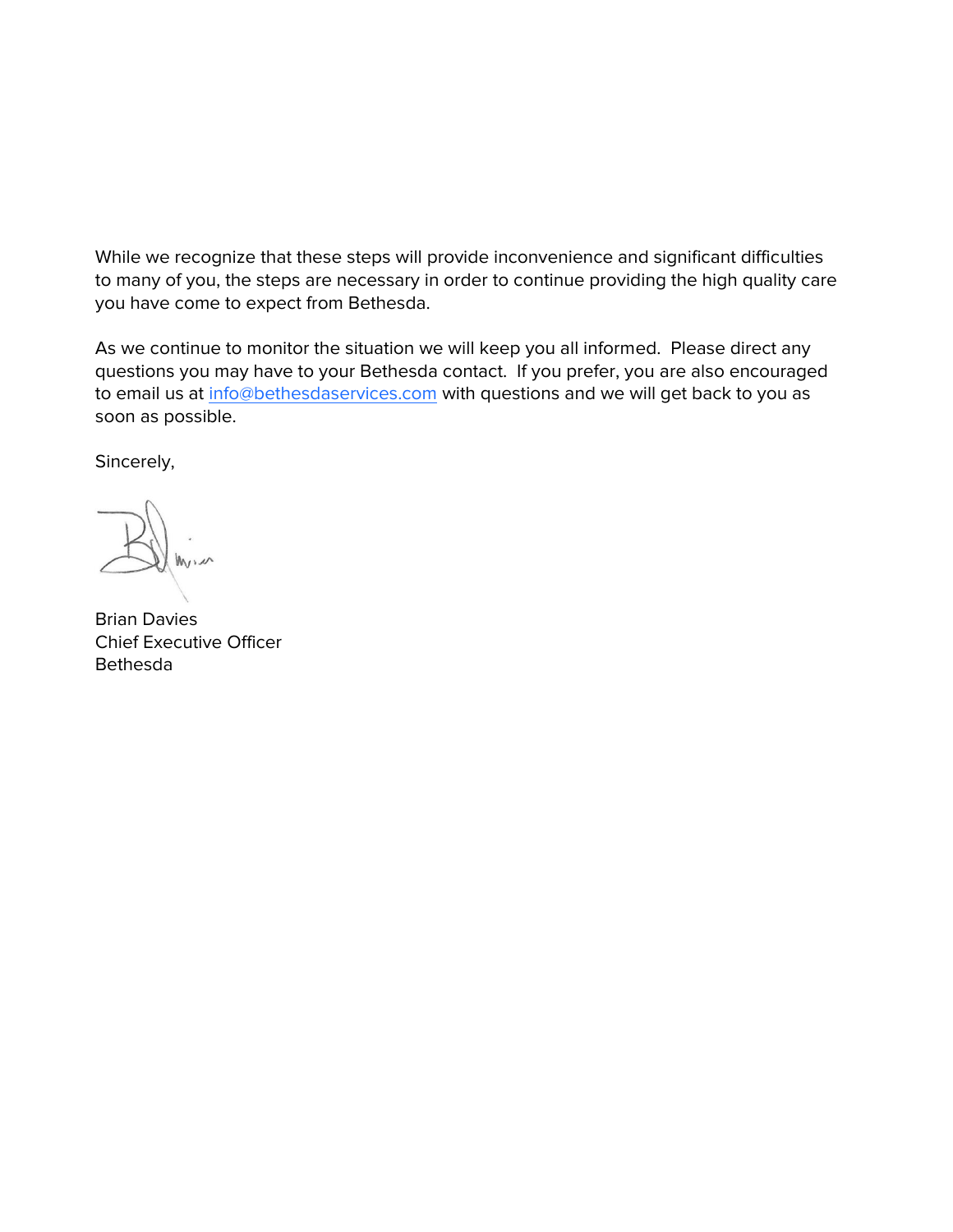While we recognize that these steps will provide inconvenience and significant difficulties to many of you, the steps are necessary in order to continue providing the high quality care you have come to expect from Bethesda.

As we continue to monitor the situation we will keep you all informed. Please direct any questions you may have to your Bethesda contact. If you prefer, you are also encouraged to email us at [info@bethesdaservices.com](mailto:info@bethesdaservices.com) with questions and we will get back to you as soon as possible.

Sincerely,

Brian Davies
Chief Executive Officer
Bethesda